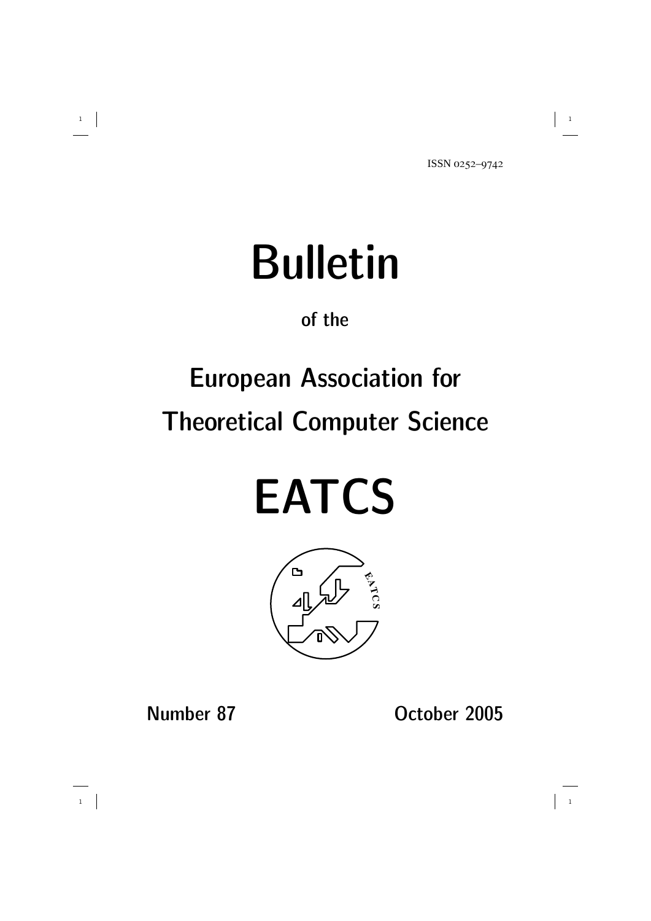ISSN 0252–9742

# Bulletin

of the

## European Association for Theoretical Computer Science

# EATCS

Number 87 October 2005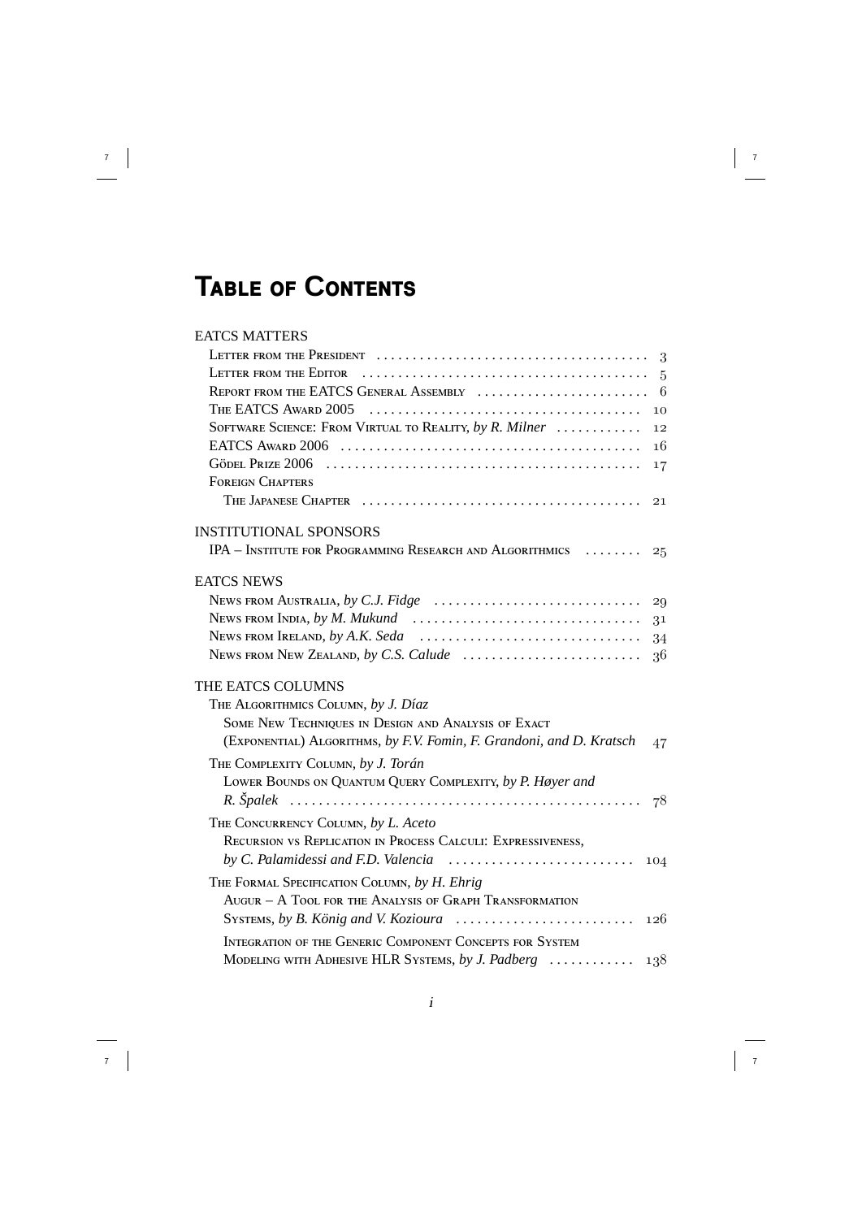# Table of Contents

EATCS MATTERS

- Letter from the President ...... 3
- Letter from the Editor ...... 5
- Report from the EATCS General Assembly ...... 6
- The EATCS Award 2005 ...... 10
- Software Science: From Virtual to Reality, *by R. Milner* ...... 12
- EATCS Award 2006 ...... 16
- Gödel Prize 2006 ...... 17
- Foreign Chapters
  - The Japanese Chapter ...... 21

INSTITUTIONAL SPONSORS

- IPA – Institute for Programming Research and Algorithmics ...... 25

EATCS NEWS

- News from Australia, *by C.J. Fidge* ...... 29
- News from India, *by M. Mukund* ...... 31
- News from Ireland, *by A.K. Seda* ...... 34
- News from New Zealand, *by C.S. Calude* ...... 36

THE EATCS COLUMNS

- The Algorithmics Column, *by J. Díaz*
  - Some New Techniques in Design and Analysis of Exact (Exponential) Algorithms, *by F.V. Fomin, F. Grandoni, and D. Kratsch* ...... 47
- The Complexity Column, *by J. Torán*
  - Lower Bounds on Quantum Query Complexity, *by P. Høyer and R. Špalek* ...... 78
- The Concurrency Column, *by L. Aceto*
  - Recursion vs Replication in Process Calculi: Expressiveness, *by C. Palamidessi and F.D. Valencia* ...... 104
- The Formal Specification Column, *by H. Ehrig*
  - Augur – A Tool for the Analysis of Graph Transformation Systems, *by B. König and V. Kozioura* ...... 126
  - Integration of the Generic Component Concepts for System Modeling with Adhesive HLR Systems, *by J. Padberg* ...... 138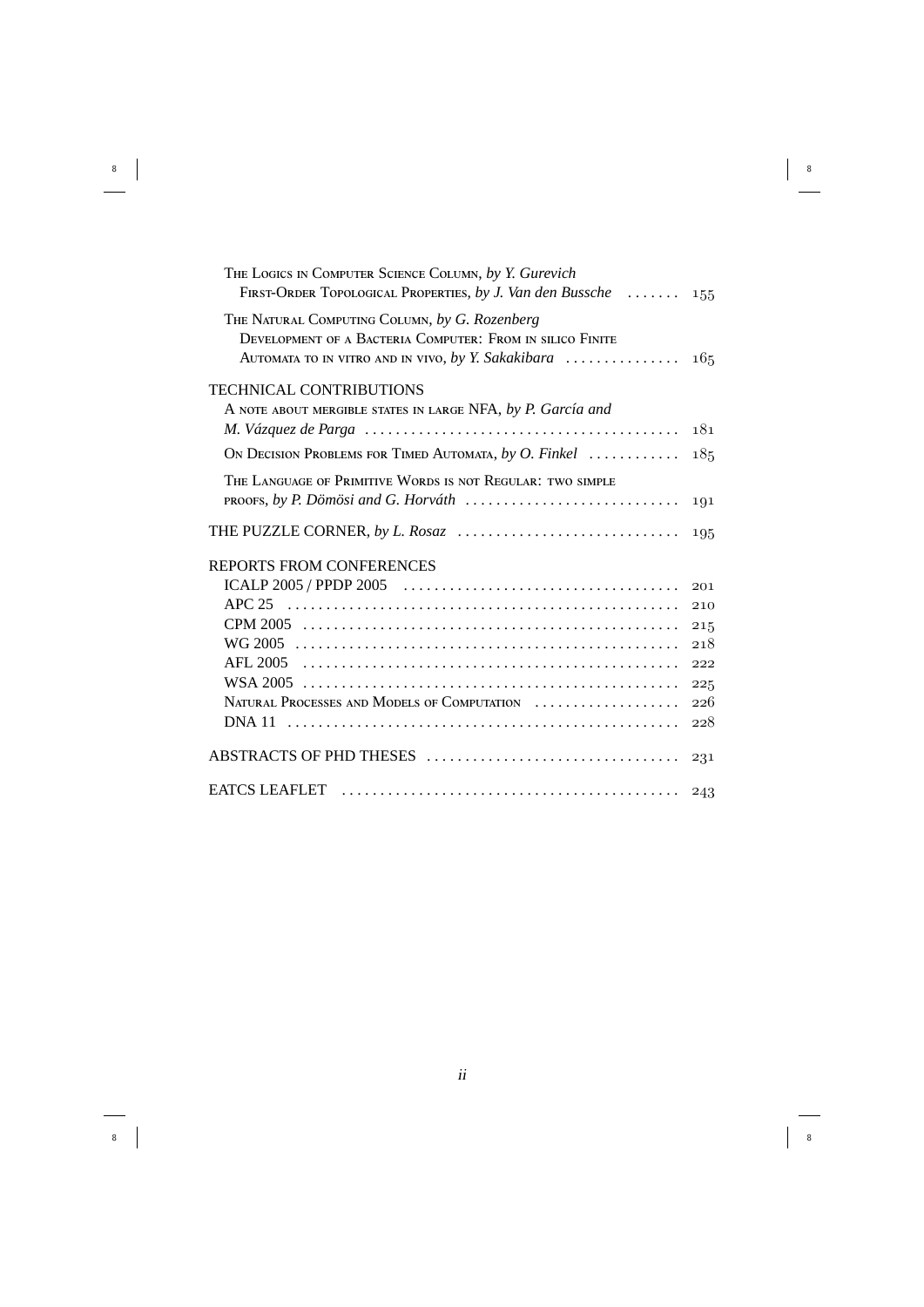The Logics in Computer Science Column, *by Y. Gurevich*
First-Order Topological Properties, *by J. Van den Bussche* ....... 155

The Natural Computing Column, *by G. Rozenberg*
Development of a Bacteria Computer: From in silico Finite Automata to in vitro and in vivo, *by Y. Sakakibara* ............... 165

TECHNICAL CONTRIBUTIONS

A note about mergible states in large NFA, *by P. García and M. Vázquez de Parga* ......... 181

On Decision Problems for Timed Automata, *by O. Finkel* ............ 185

The Language of Primitive Words is not Regular: two simple proofs, *by P. Dömösi and G. Horváth* ............ 191

THE PUZZLE CORNER, *by L. Rosaz* ............ 195

REPORTS FROM CONFERENCES

ICALP 2005 / PPDP 2005 ............ 201
APC 25 ............ 210
CPM 2005 ............ 215
WG 2005 ............ 218
AFL 2005 ............ 222
WSA 2005 ............ 225
Natural Processes and Models of Computation ............ 226
DNA 11 ............ 228

ABSTRACTS OF PHD THESES ............ 231

EATCS LEAFLET ............ 243